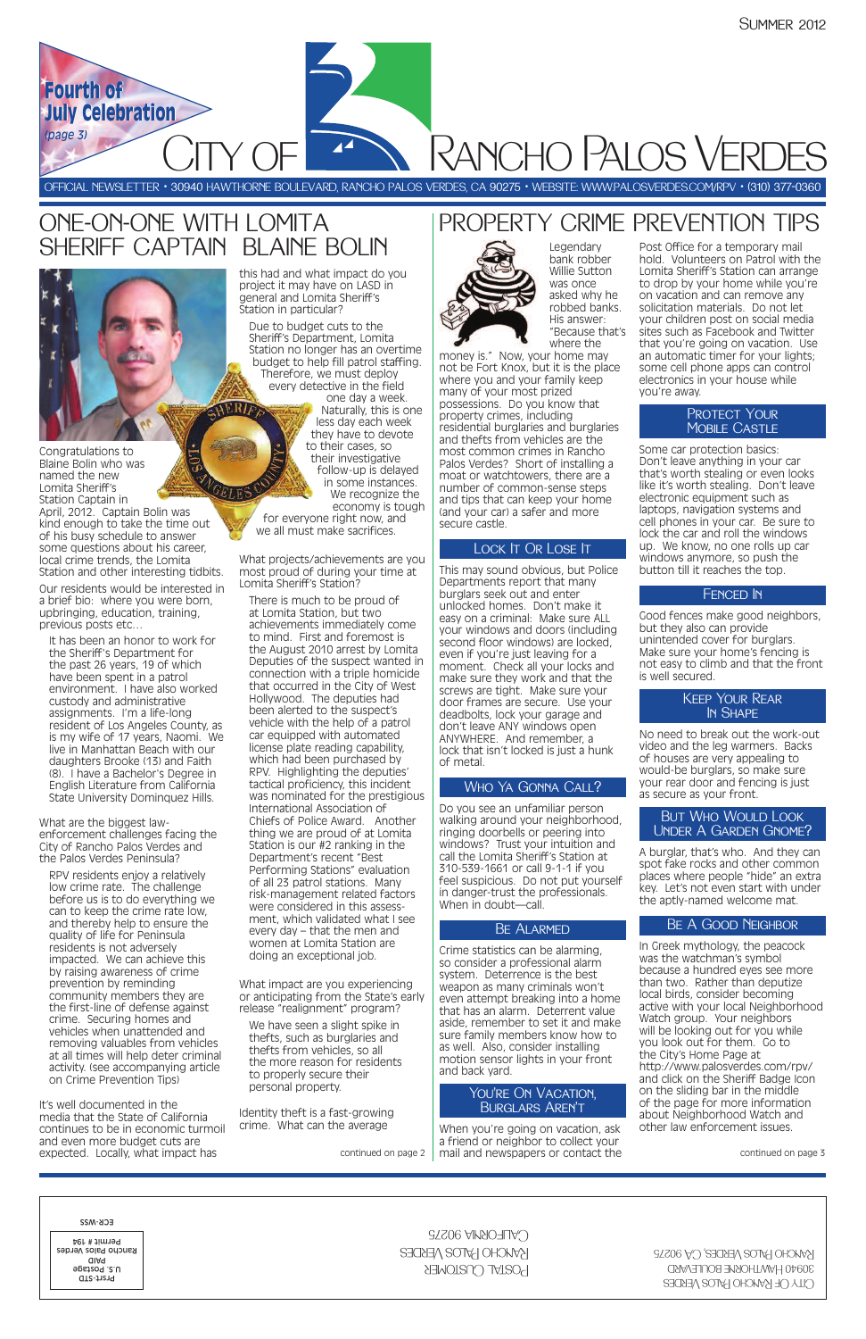# City of Rancho Palos Verdes

**Fourth of July Celebration** *(page 3)*

Summer 2012

OFFICIAL NEWSLETTER • 30940 HAWTHORNE BOULEVARD, RANCHO PALOS VERDES, CA 90275 • WEBSITE: WWW.PALOSVERDES.COM/RPV • (310) 377-0360

## ONE-ON-ONE WITH LOMITA SHERIFF CAPTAIN BLAINE BOLIN

Congratulations to Blaine Bolin who was named the new Lomita Sheriff's Station Captain in April, 2012. Captain Bolin was kind enough to take the time out of his busy schedule to answer some questions about his career, local crime trends, the Lomita Station and other interesting tidbits.

Our residents would be interested in a brief bio: where you were born, upbringing, education, training, previous posts etc…

It has been an honor to work for the Sheriff's Department for the past 26 years, 19 of which have been spent in a patrol environment. I have also worked custody and administrative assignments. I'm a life-long resident of Los Angeles County, as is my wife of 17 years, Naomi. We live in Manhattan Beach with our daughters Brooke (13) and Faith (8). I have a Bachelor's Degree in English Literature from California State University Dominguez Hills.

What are the biggest law-enforcement challenges facing the City of Rancho Palos Verdes and the Palos Verdes Peninsula?

RPV residents enjoy a relatively low crime rate. The challenge before us is to do everything we can to keep the crime rate low, and thereby help to ensure the quality of life for Peninsula residents is not adversely impacted. We can achieve this by raising awareness of crime prevention by reminding community members they are the first-line of defense against crime. Securing homes and vehicles when unattended and removing valuables from vehicles at all times will help deter criminal activity. (see accompanying article on Crime Prevention Tips)

It's well documented in the media that the State of California continues to be in economic turmoil and even more budget cuts are expected. Locally, what impact has this had and what impact do you project it may have on LASD in general and Lomita Sheriff's Station in particular?

Due to budget cuts to the Sheriff's Department, Lomita Station no longer has an overtime budget to help fill patrol staffing. Therefore, we must deploy every detective in the field one day a week. Naturally, this is one less day each week they have to devote to their cases, so their investigative follow-up is delayed in some instances. We recognize the economy is tough for everyone right now, and we all must make sacrifices.

What projects/achievements are you most proud of during your time at Lomita Sheriff's Station?

There is much to be proud of at Lomita Station, but two achievements immediately come to mind. First and foremost is the August 2010 arrest by Lomita Deputies of the suspect wanted in connection with a triple homicide that occurred in the City of West Hollywood. The deputies had been alerted to the suspect's vehicle with the help of a patrol car equipped with automated license plate reading capability, which had been purchased by RPV. Highlighting the deputies' tactical proficiency, this incident was nominated for the prestigious International Association of Chiefs of Police Award. Another thing we are proud of at Lomita Station is our #2 ranking in the Department's recent "Best Performing Stations" evaluation of all 23 patrol stations. Many risk-management related factors were considered in this assessment, which validated what I see every day – that the men and women at Lomita Station are doing an exceptional job.

What impact are you experiencing or anticipating from the State's early release "realignment" program?

We have seen a slight spike in thefts, such as burglaries and thefts from vehicles, so all the more reason for residents to properly secure their personal property.

Identity theft is a fast-growing crime. What can the average

continued on page 2

## PROPERTY CRIME PREVENTION TIPS

Legendary bank robber Willie Sutton was once asked why he robbed banks. His answer: "Because that's where the money is." Now, your home may not be Fort Knox, but it is the place where you and your family keep many of your most prized possessions. Do you know that property crimes, including residential burglaries and burglaries and thefts from vehicles are the most common crimes in Rancho Palos Verdes? Short of installing a moat or watchtowers, there are a number of common-sense steps and tips that can keep your home (and your car) a safer and more secure castle.

### Lock It Or Lose It

This may sound obvious, but Police Departments report that many burglars seek out and enter unlocked homes. Don't make it easy on a criminal: Make sure ALL your windows and doors (including second floor windows) are locked, even if you're just leaving for a moment. Check all your locks and make sure they work and that the screws are tight. Make sure your door frames are secure. Use your deadbolts, lock your garage and don't leave ANY windows open ANYWHERE. And remember, a lock that isn't locked is just a hunk of metal.

### Who Ya Gonna Call?

Do you see an unfamiliar person walking around your neighborhood, ringing doorbells or peering into windows? Trust your intuition and call the Lomita Sheriff's Station at 310-539-1661 or call 9-1-1 if you feel suspicious. Do not put yourself in danger-trust the professionals. When in doubt—call.

### Be Alarmed

Crime statistics can be alarming, so consider a professional alarm system. Deterrence is the best weapon as many criminals won't even attempt breaking into a home that has an alarm. Deterrent value aside, remember to set it and make sure family members know how to as well. Also, consider installing motion sensor lights in your front and back yard.

### You're On Vacation, Burglars Aren't

When you're going on vacation, ask a friend or neighbor to collect your mail and newspapers or contact the Post Office for a temporary mail hold. Volunteers on Patrol with the Lomita Sheriff's Station can arrange to drop by your home while you're on vacation and can remove any solicitation materials. Do not let your children post on social media sites such as Facebook and Twitter that you're going on vacation. Use an automatic timer for your lights; some cell phone apps can control electronics in your house while you're away.

### Protect Your Mobile Castle

Some car protection basics: Don't leave anything in your car that's worth stealing or even looks like it's worth stealing. Don't leave electronic equipment such as laptops, navigation systems and cell phones in your car. Be sure to lock the car and roll the windows up. We know, no one rolls up car windows anymore, so push the button till it reaches the top.

### Fenced In

Good fences make good neighbors, but they also can provide unintended cover for burglars. Make sure your home's fencing is not easy to climb and that the front is well secured.

### Keep Your Rear In Shape

No need to break out the work-out video and the leg warmers. Backs of houses are very appealing to would-be burglars, so make sure your rear door and fencing is just as secure as your front.

### But Who Would Look Under A Garden Gnome?

A burglar, that's who. And they can spot fake rocks and other common places where people "hide" an extra key. Let's not even start with under the aptly-named welcome mat.

### Be A Good Neighbor

In Greek mythology, the peacock was the watchman's symbol because a hundred eyes see more than two. Rather than deputize local birds, consider becoming active with your local Neighborhood Watch group. Your neighbors will be looking out for you while you look out for them. Go to the City's Home Page at http://www.palosverdes.com/rpv/ and click on the Sheriff Badge Icon on the sliding bar in the middle of the page for more information about Neighborhood Watch and other law enforcement issues.

continued on page 3

City of Rancho Palos Verdes
30940 Hawthorne Boulevard
Rancho Palos Verdes, CA 90275

Postal Customer
Rancho Palos Verdes
California 90275

Prsrt-STD
U.S. Postage
PAID
Rancho Palos Verdes
Permit # 194

ECR-WSS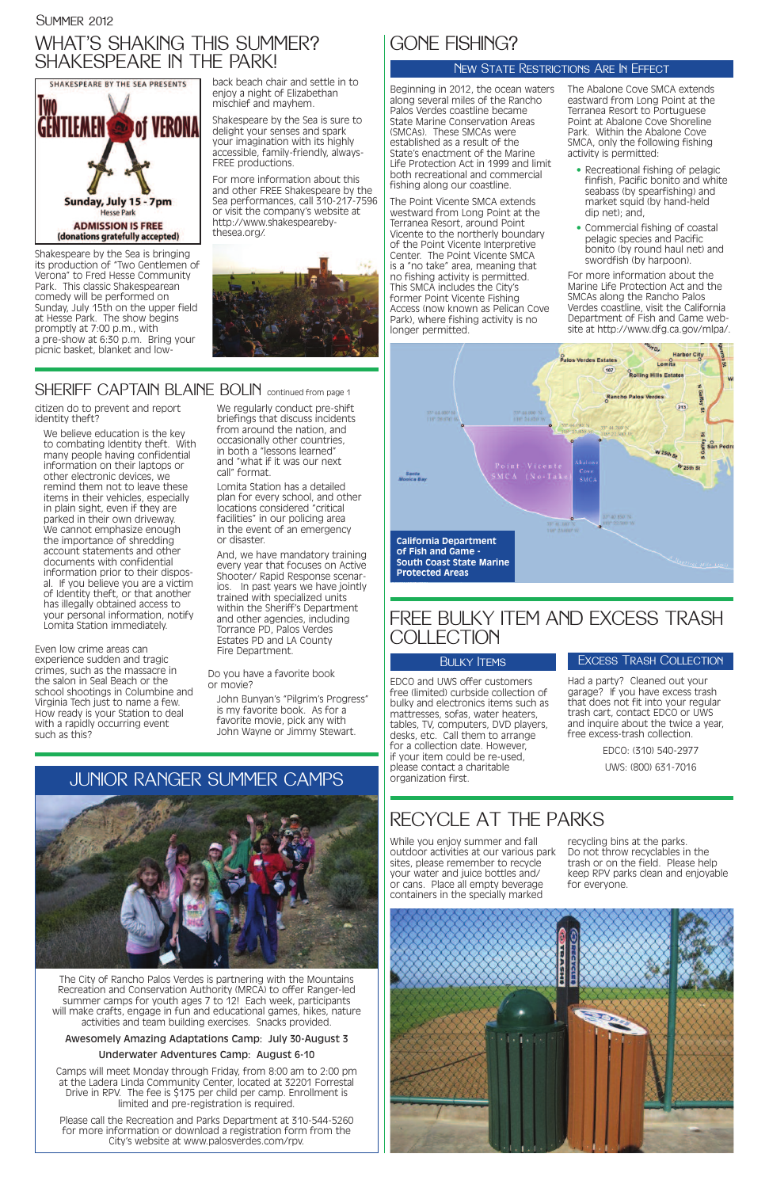# What's Shaking This Summer? Shakespeare in the Park!

SHAKESPEARE BY THE SEA PRESENTS

**Two Gentlemen of Verona**

**Sunday, July 15 - 7pm**

Hesse Park

**ADMISSION IS FREE**

**(donations gratefully accepted)**

Shakespeare by the Sea is bringing its production of "Two Gentlemen of Verona" to Fred Hesse Community Park. This classic Shakespearean comedy will be performed on Sunday, July 15th on the upper field at Hesse Park. The show begins promptly at 7:00 p.m., with a pre-show at 6:30 p.m. Bring your picnic basket, blanket and low-back beach chair and settle in to enjoy a night of Elizabethan mischief and mayhem.

Shakespeare by the Sea is sure to delight your senses and spark your imagination with its highly accessible, family-friendly, always-FREE productions.

For more information about this and other FREE Shakespeare by the Sea performances, call 310-217-7596 or visit the company's website at http://www.shakespearebythesea.org/.

# Sheriff Captain Blaine Bolin continued from page 1

citizen do to prevent and report identity theft?

We believe education is the key to combating identity theft. With many people having confidential information on their laptops or other electronic devices, we remind them not to leave these items in their vehicles, especially in plain sight, even if they are parked in their own driveway. We cannot emphasize enough the importance of shredding account statements and other documents with confidential information prior to their disposal. If you believe you are a victim of identity theft, or that another has illegally obtained access to your personal information, notify Lomita Station immediately.

Even low crime areas can experience sudden and tragic crimes, such as the massacre in the salon in Seal Beach or the school shootings in Columbine and Virginia Tech just to name a few. How ready is your Station to deal with a rapidly occurring event such as this?

We regularly conduct pre-shift briefings that discuss incidents from around the nation, and occasionally other countries, in both a "lessons learned" and "what if it was our next call" format.

Lomita Station has a detailed plan for every school, and other locations considered "critical facilities" in our policing area in the event of an emergency or disaster.

And, we have mandatory training every year that focuses on Active Shooter/ Rapid Response scenarios. In past years we have jointly trained with specialized units within the Sheriff's Department and other agencies, including Torrance PD, Palos Verdes Estates PD and LA County Fire Department.

Do you have a favorite book or movie?

John Bunyan's "Pilgrim's Progress" is my favorite book. As for a favorite movie, pick any with John Wayne or Jimmy Stewart.

# Junior Ranger Summer Camps

The City of Rancho Palos Verdes is partnering with the Mountains Recreation and Conservation Authority (MRCA) to offer Ranger-led summer camps for youth ages 7 to 12! Each week, participants will make crafts, engage in fun and educational games, hikes, nature activities and team building exercises. Snacks provided.

**Awesomely Amazing Adaptations Camp: July 30-August 3**

**Underwater Adventures Camp: August 6-10**

Camps will meet Monday through Friday, from 8:00 am to 2:00 pm at the Ladera Linda Community Center, located at 32201 Forrestal Drive in RPV. The fee is $175 per child per camp. Enrollment is limited and pre-registration is required.

Please call the Recreation and Parks Department at 310-544-5260 for more information or download a registration form from the City's website at www.palosverdes.com/rpv.

# Gone Fishing?

## New State Restrictions Are In Effect

Beginning in 2012, the ocean waters along several miles of the Rancho Palos Verdes coastline became State Marine Conservation Areas (SMCAs). These SMCAs were established as a result of the State's enactment of the Marine Life Protection Act in 1999 and limit both recreational and commercial fishing along our coastline.

The Point Vicente SMCA extends westward from Long Point at the Terranea Resort, around Point Vicente to the northerly boundary of the Point Vicente Interpretive Center. The Point Vicente SMCA is a "no take" area, meaning that no fishing activity is permitted. This SMCA includes the City's former Point Vicente Fishing Access (now known as Pelican Cove Park), where fishing activity is no longer permitted.

The Abalone Cove SMCA extends eastward from Long Point at the Terranea Resort to Portuguese Point at Abalone Cove Shoreline Park. Within the Abalone Cove SMCA, only the following fishing activity is permitted:

- Recreational fishing of pelagic finfish, Pacific bonito and white seabass (by spearfishing) and market squid (by hand-held dip net); and,
- Commercial fishing of coastal pelagic species and Pacific bonito (by round haul net) and swordfish (by harpoon).

For more information about the Marine Life Protection Act and the SMCAs along the Rancho Palos Verdes coastline, visit the California Department of Fish and Game website at http://www.dfg.ca.gov/mlpa/.

**California Department of Fish and Game - South Coast State Marine Protected Areas**

# Free Bulky Item and Excess Trash Collection

## Bulky Items

EDCO and UWS offer customers free (limited) curbside collection of bulky and electronics items such as mattresses, sofas, water heaters, tables, TV, computers, DVD players, desks, etc. Call them to arrange for a collection date. However, if your item could be re-used, please contact a charitable organization first.

## Excess Trash Collection

Had a party? Cleaned out your garage? If you have excess trash that does not fit into your regular trash cart, contact EDCO or UWS and inquire about the twice a year, free excess-trash collection.

EDCO: (310) 540-2977

UWS: (800) 631-7016

# Recycle at the Parks

While you enjoy summer and fall outdoor activities at our various park sites, please remember to recycle your water and juice bottles and/or cans. Place all empty beverage containers in the specially marked recycling bins at the parks. Do not throw recyclables in the trash or on the field. Please help keep RPV parks clean and enjoyable for everyone.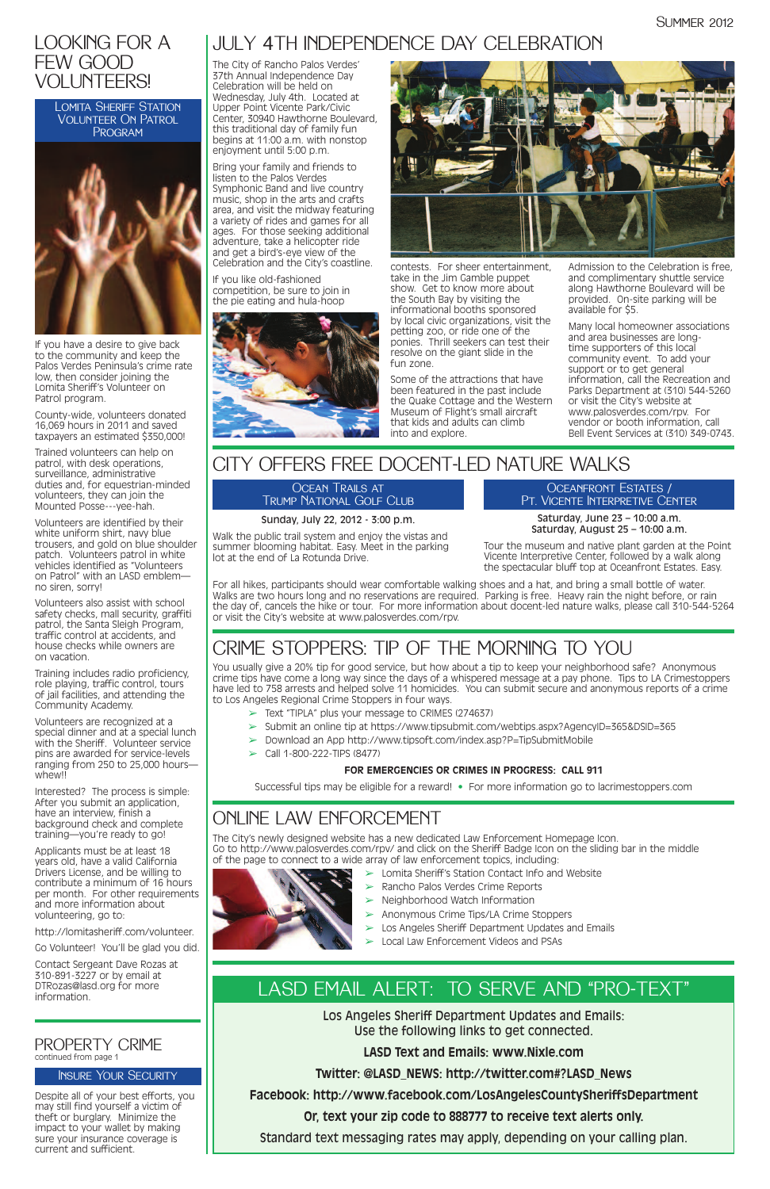# LOOKING FOR A FEW GOOD VOLUNTEERS!

## Lomita Sheriff Station Volunteer On Patrol Program

If you have a desire to give back to the community and keep the Palos Verdes Peninsula's crime rate low, then consider joining the Lomita Sheriff's Volunteer on Patrol program.

County-wide, volunteers donated 16,069 hours in 2011 and saved taxpayers an estimated $350,000!

Trained volunteers can help on patrol, with desk operations, surveillance, administrative duties and, for equestrian-minded volunteers, they can join the Mounted Posse---yee-hah.

Volunteers are identified by their white uniform shirt, navy blue trousers, and gold on blue shoulder patch. Volunteers patrol in white vehicles identified as "Volunteers on Patrol" with an LASD emblem—no siren, sorry!

Volunteers also assist with school safety checks, mall security, graffiti patrol, the Santa Sleigh Program, traffic control at accidents, and house checks while owners are on vacation.

Training includes radio proficiency, role playing, traffic control, tours of jail facilities, and attending the Community Academy.

Volunteers are recognized at a special dinner and at a special lunch with the Sheriff. Volunteer service pins are awarded for service-levels ranging from 250 to 25,000 hours—whew!!

Interested? The process is simple: After you submit an application, have an interview, finish a background check and complete training—you're ready to go!

Applicants must be at least 18 years old, have a valid California Drivers License, and be willing to contribute a minimum of 16 hours per month. For other requirements and more information about volunteering, go to:

http://lomitasheriff.com/volunteer.

Go Volunteer! You'll be glad you did.

Contact Sergeant Dave Rozas at 310-891-3227 or by email at DTRozas@lasd.org for more information.

# PROPERTY CRIME

continued from page 1

## Insure Your Security

Despite all of your best efforts, you may still find yourself a victim of theft or burglary. Minimize the impact to your wallet by making sure your insurance coverage is current and sufficient.

# JULY 4TH INDEPENDENCE DAY CELEBRATION

The City of Rancho Palos Verdes' 37th Annual Independence Day Celebration will be held on Wednesday, July 4th. Located at Upper Point Vicente Park/Civic Center, 30940 Hawthorne Boulevard, this traditional day of family fun begins at 11:00 a.m. with nonstop enjoyment until 5:00 p.m.

Bring your family and friends to listen to the Palos Verdes Symphonic Band and live country music, shop in the arts and crafts area, and visit the midway featuring a variety of rides and games for all ages. For those seeking additional adventure, take a helicopter ride and get a bird's-eye view of the Celebration and the City's coastline.

If you like old-fashioned competition, be sure to join in the pie eating and hula-hoop contests. For sheer entertainment, take in the Jim Gamble puppet show. Get to know more about the South Bay by visiting the informational booths sponsored by local civic organizations, visit the petting zoo, or ride one of the ponies. Thrill seekers can test their resolve on the giant slide in the fun zone.

Some of the attractions that have been featured in the past include the Quake Cottage and the Western Museum of Flight's small aircraft that kids and adults can climb into and explore.

Admission to the Celebration is free, and complimentary shuttle service along Hawthorne Boulevard will be provided. On-site parking will be available for $5.

Many local homeowner associations and area businesses are long-time supporters of this local community event. To add your support or to get general information, call the Recreation and Parks Department at (310) 544-5260 or visit the City's website at www.palosverdes.com/rpv. For vendor or booth information, call Bell Event Services at (310) 349-0743.

# CITY OFFERS FREE DOCENT-LED NATURE WALKS

## Ocean Trails at Trump National Golf Club

**Sunday, July 22, 2012 - 3:00 p.m.**

Walk the public trail system and enjoy the vistas and summer blooming habitat. Easy. Meet in the parking lot at the end of La Rotunda Drive.

## Oceanfront Estates / Pt. Vicente Interpretive Center

**Saturday, June 23 – 10:00 a.m.**
**Saturday, August 25 – 10:00 a.m.**

Tour the museum and native plant garden at the Point Vicente Interpretive Center, followed by a walk along the spectacular bluff top at Oceanfront Estates. Easy.

For all hikes, participants should wear comfortable walking shoes and a hat, and bring a small bottle of water. Walks are two hours long and no reservations are required. Parking is free. Heavy rain the night before, or rain the day of, cancels the hike or tour. For more information about docent-led nature walks, please call 310-544-5264 or visit the City's website at www.palosverdes.com/rpv.

# CRIME STOPPERS: TIP OF THE MORNING TO YOU

You usually give a 20% tip for good service, but how about a tip to keep your neighborhood safe? Anonymous crime tips have come a long way since the days of a whispered message at a pay phone. Tips to LA Crimestoppers have led to 758 arrests and helped solve 11 homicides. You can submit secure and anonymous reports of a crime to Los Angeles Regional Crime Stoppers in four ways.

- Text "TIPLA" plus your message to CRIMES (274637)
- Submit an online tip at https://www.tipsubmit.com/webtips.aspx?AgencyID=365&DSID=365
- Download an App http://www.tipsoft.com/index.asp?P=TipSubmitMobile
- Call 1-800-222-TIPS (8477)

**FOR EMERGENCIES OR CRIMES IN PROGRESS: CALL 911**

Successful tips may be eligible for a reward! • For more information go to lacrimestoppers.com

# ONLINE LAW ENFORCEMENT

The City's newly designed website has a new dedicated Law Enforcement Homepage Icon. Go to http://www.palosverdes.com/rpv/ and click on the Sheriff Badge Icon on the sliding bar in the middle of the page to connect to a wide array of law enforcement topics, including:

- Lomita Sheriff's Station Contact Info and Website
- Rancho Palos Verdes Crime Reports
- Neighborhood Watch Information
- Anonymous Crime Tips/LA Crime Stoppers
- Los Angeles Sheriff Department Updates and Emails
- Local Law Enforcement Videos and PSAs

# LASD EMAIL ALERT: TO SERVE AND "PRO-TEXT"

Los Angeles Sheriff Department Updates and Emails:
Use the following links to get connected.

**LASD Text and Emails: www.Nixle.com**

**Twitter: @LASD_NEWS: http://twitter.com#?LASD_News**

**Facebook: http://www.facebook.com/LosAngelesCountySheriffsDepartment**

**Or, text your zip code to 888777 to receive text alerts only.**

Standard text messaging rates may apply, depending on your calling plan.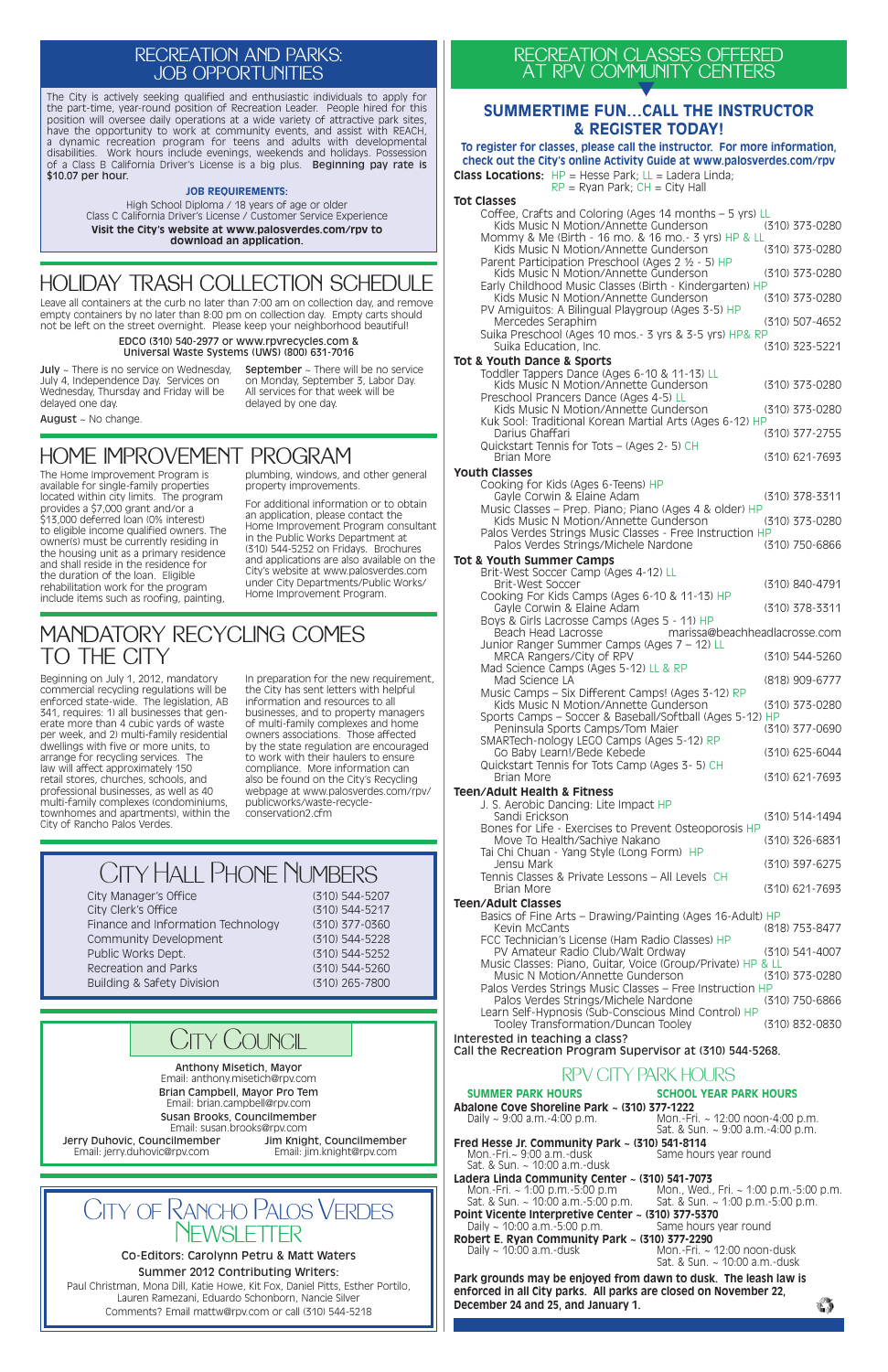## RECREATION AND PARKS: JOB OPPORTUNITIES

The City is actively seeking qualified and enthusiastic individuals to apply for the part-time, year-round position of Recreation Leader. People hired for this position will oversee daily operations at a wide variety of attractive park sites, have the opportunity to work at community events, and assist with REACH, a dynamic recreation program for teens and adults with developmental disabilities. Work hours include evenings, weekends and holidays. Possession of a Class B California Driver's License is a big plus. **Beginning pay rate is $10.07 per hour.**

**JOB REQUIREMENTS:**

High School Diploma / 18 years of age or older
Class C California Driver's License / Customer Service Experience

**Visit the City's website at www.palosverdes.com/rpv to download an application.**

## HOLIDAY TRASH COLLECTION SCHEDULE

Leave all containers at the curb no later than 7:00 am on collection day, and remove empty containers by no later than 8:00 pm on collection day. Empty carts should not be left on the street overnight. Please keep your neighborhood beautiful!

**EDCO (310) 540-2977 or www.rpvrecycles.com & Universal Waste Systems (UWS) (800) 631-7016**

**July** ~ There is no service on Wednesday, July 4, Independence Day. Services on Wednesday, Thursday and Friday will be delayed one day.

**August** ~ No change.

**September** ~ There will be no service on Monday, September 3, Labor Day. All services for that week will be delayed by one day.

## HOME IMPROVEMENT PROGRAM

The Home Improvement Program is available for single-family properties located within city limits. The program provides a $7,000 grant and/or a $13,000 deferred loan (0% interest) to eligible income qualified owners. The owner(s) must be currently residing in the housing unit as a primary residence and shall reside in the residence for the duration of the loan. Eligible rehabilitation work for the program include items such as roofing, painting, plumbing, windows, and other general property improvements.

For additional information or to obtain an application, please contact the Home Improvement Program consultant in the Public Works Department at (310) 544-5252 on Fridays. Brochures and applications are also available on the City's website at www.palosverdes.com under City Departments/Public Works/ Home Improvement Program.

## MANDATORY RECYCLING COMES TO THE CITY

Beginning on July 1, 2012, mandatory commercial recycling regulations will be enforced state-wide. The legislation, AB 341, requires: 1) all businesses that generate more than 4 cubic yards of waste per week, and 2) multi-family residential dwellings with five or more units, to arrange for recycling services. The law will affect approximately 150 retail stores, churches, schools, and professional businesses, as well as 40 multi-family complexes (condominiums, townhomes and apartments), within the City of Rancho Palos Verdes.

In preparation for the new requirement, the City has sent letters with helpful information and resources to all businesses, and to property managers of multi-family complexes and home owners associations. Those affected by the state regulation are encouraged to work with their haulers to ensure compliance. More information can also be found on the City's Recycling webpage at www.palosverdes.com/rpv/publicworks/waste-recycle-conservation2.cfm

## CITY HALL PHONE NUMBERS

| | |
|---|---|
| City Manager's Office | (310) 544-5207 |
| City Clerk's Office | (310) 544-5217 |
| Finance and Information Technology | (310) 377-0360 |
| Community Development | (310) 544-5228 |
| Public Works Dept. | (310) 544-5252 |
| Recreation and Parks | (310) 544-5260 |
| Building & Safety Division | (310) 265-7800 |

## CITY COUNCIL

**Anthony Misetich, Mayor**
Email: anthony.misetich@rpv.com

**Brian Campbell, Mayor Pro Tem**
Email: brian.campbell@rpv.com

**Susan Brooks, Councilmember**
Email: susan.brooks@rpv.com

**Jerry Duhovic, Councilmember**
Email: jerry.duhovic@rpv.com

**Jim Knight, Councilmember**
Email: jim.knight@rpv.com

## CITY OF RANCHO PALOS VERDES NEWSLETTER

**Co-Editors: Carolynn Petru & Matt Waters**

**Summer 2012 Contributing Writers:**
Paul Christman, Mona Dill, Katie Howe, Kit Fox, Daniel Pitts, Esther Portillo, Lauren Ramezani, Eduardo Schonborn, Nancie Silver
Comments? Email mattw@rpv.com or call (310) 544-5218

## RECREATION CLASSES OFFERED AT RPV COMMUNITY CENTERS

### SUMMERTIME FUN…CALL THE INSTRUCTOR & REGISTER TODAY!

**To register for classes, please call the instructor. For more information, check out the City's online Activity Guide at www.palosverdes.com/rpv**

**Class Locations:** HP = Hesse Park; LL = Ladera Linda; RP = Ryan Park; CH = City Hall

**Tot Classes**

- Coffee, Crafts and Coloring (Ages 14 months – 5 yrs) LL
  Kids Music N Motion/Annette Gunderson (310) 373-0280
- Mommy & Me (Birth - 16 mo. & 16 mo.- 3 yrs) HP & LL
  Kids Music N Motion/Annette Gunderson (310) 373-0280
- Parent Participation Preschool (Ages 2 ½ - 5) HP
  Kids Music N Motion/Annette Gunderson (310) 373-0280
- Early Childhood Music Classes (Birth - Kindergarten) HP
  Kids Music N Motion/Annette Gunderson (310) 373-0280
- PV Amiguitos: A Bilingual Playgroup (Ages 3-5) HP
  Mercedes Seraphim (310) 507-4652
- Suika Preschool (Ages 10 mos.- 3 yrs & 3-5 yrs) HP& RP
  Suika Education, Inc. (310) 323-5221

**Tot & Youth Dance & Sports**

- Toddler Tappers Dance (Ages 6-10 & 11-13) LL
  Kids Music N Motion/Annette Gunderson (310) 373-0280
- Preschool Prancers Dance (Ages 4-5) LL
  Kids Music N Motion/Annette Gunderson (310) 373-0280
- Kuk Sool: Traditional Korean Martial Arts (Ages 6-12) HP
  Darius Ghaffari (310) 377-2755
- Quickstart Tennis for Tots – (Ages 2- 5) CH
  Brian More (310) 621-7693

**Youth Classes**

- Cooking for Kids (Ages 6-Teens) HP
  Gayle Corwin & Elaine Adam (310) 378-3311
- Music Classes – Prep. Piano; Piano (Ages 4 & older) HP
  Kids Music N Motion/Annette Gunderson (310) 373-0280
- Palos Verdes Strings Music Classes - Free Instruction HP
  Palos Verdes Strings/Michele Nardone (310) 750-6866

**Tot & Youth Summer Camps**

- Brit-West Soccer Camp (Ages 4-12) LL
  Brit-West Soccer (310) 840-4791
- Cooking For Kids Camps (Ages 6-10 & 11-13) HP
  Gayle Corwin & Elaine Adam (310) 378-3311
- Boys & Girls Lacrosse Camps (Ages 5 - 11) HP
  Beach Head Lacrosse marissa@beachheadlacrosse.com
- Junior Ranger Summer Camps (Ages 7 – 12) LL
  MRCA Rangers/City of RPV (310) 544-5260
- Mad Science Camps (Ages 5-12) LL & RP
  Mad Science LA (818) 909-6777
- Music Camps – Six Different Camps! (Ages 3-12) RP
  Kids Music N Motion/Annette Gunderson (310) 373-0280
- Sports Camps – Soccer & Baseball/Softball (Ages 5-12) HP
  Peninsula Sports Camps/Tom Maier (310) 377-0690
- SMARTech-nology LEGO Camps (Ages 5-12) RP
  Go Baby Learn!/Bede Kebede (310) 625-6044
- Quickstart Tennis for Tots Camp (Ages 3- 5) CH
  Brian More (310) 621-7693

**Teen/Adult Health & Fitness**

- J. S. Aerobic Dancing: Lite Impact HP
  Sandi Erickson (310) 514-1494
- Bones for Life - Exercises to Prevent Osteoporosis HP
  Move To Health/Sachiye Nakano (310) 326-6831
- Tai Chi Chuan - Yang Style (Long Form) HP
  Jensu Mark (310) 397-6275
- Tennis Classes & Private Lessons – All Levels CH
  Brian More (310) 621-7693

**Teen/Adult Classes**

- Basics of Fine Arts – Drawing/Painting (Ages 16-Adult) HP
  Kevin McCants (818) 753-8477
- FCC Technician's License (Ham Radio Classes) HP
  PV Amateur Radio Club/Walt Ordway (310) 541-4007
- Music Classes: Piano, Guitar, Voice (Group/Private) HP & LL
  Music N Motion/Annette Gunderson (310) 373-0280
- Palos Verdes Strings Music Classes – Free Instruction HP
  Palos Verdes Strings/Michele Nardone (310) 750-6866
- Learn Self-Hypnosis (Sub-Conscious Mind Control) HP
  Tooley Transformation/Duncan Tooley (310) 832-0830

**Interested in teaching a class?**
**Call the Recreation Program Supervisor at (310) 544-5268.**

## RPV CITY PARK HOURS

| Park | SUMMER PARK HOURS | SCHOOL YEAR PARK HOURS |
|---|---|---|
| **Abalone Cove Shoreline Park ~ (310) 377-1222** | Daily ~ 9:00 a.m.-4:00 p.m. | Mon.-Fri. ~ 12:00 noon-4:00 p.m.; Sat. & Sun. ~ 9:00 a.m.-4:00 p.m. |
| **Fred Hesse Jr. Community Park ~ (310) 541-8114** | Mon.-Fri.~ 9:00 a.m.-dusk; Sat. & Sun. ~ 10:00 a.m.-dusk | Same hours year round |
| **Ladera Linda Community Center ~ (310) 541-7073** | Mon.-Fri. ~ 1:00 p.m.-5:00 p.m; Sat. & Sun. ~ 10:00 a.m.-5:00 p.m. | Mon., Wed., Fri. ~ 1:00 p.m.-5:00 p.m.; Sat. & Sun. ~ 1:00 p.m.-5:00 p.m. |
| **Point Vicente Interpretive Center ~ (310) 377-5370** | Daily ~ 10:00 a.m.-5:00 p.m. | Same hours year round |
| **Robert E. Ryan Community Park ~ (310) 377-2290** | Daily ~ 10:00 a.m.-dusk | Mon.-Fri. ~ 12:00 noon-dusk; Sat. & Sun. ~ 10:00 a.m.-dusk |

**Park grounds may be enjoyed from dawn to dusk. The leash law is enforced in all City parks. All parks are closed on November 22, December 24 and 25, and January 1.**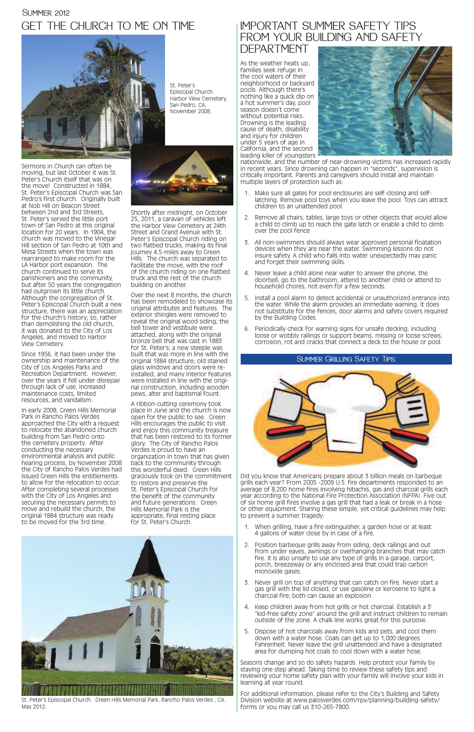Summer 2012

# Get the Church to Me on Time

St. Peter's Episcopal Church. Harbor View Cemetery, San Pedro, CA. November 2008.

Sermons in Church can often be moving, but last October it was St. Peter's Church itself that was on the move! Constructed in 1884, St. Peter's Episcopal Church was San Pedro's first church. Originally built at Nob Hill on Beacon Street between 2nd and 3rd Streets, St. Peter's served the little port town of San Pedro at this original location for 20 years. In 1904, the church was moved to the Vinegar Hill section of San Pedro at 10th and Mesa Streets when the town was rearranged to make room for the LA Harbor port expansion. The church continued to serve its parishioners and the community, but after 50 years the congregation had outgrown its little church. Although the congregation of St. Peter's Episcopal Church built a new structure, there was an appreciation for the church's history; so, rather than demolishing the old church, it was donated to the City of Los Angeles, and moved to Harbor View Cemetery.

Since 1956, it had been under the ownership and maintenance of the City of Los Angeles Parks and Recreation Department. However, over the years it fell under disrepair through lack of use, increased maintenance costs, limited resources, and vandalism.

In early 2008, Green Hills Memorial Park in Rancho Palos Verdes approached the City with a request to relocate the abandoned church building from San Pedro onto the cemetery property. After conducting the necessary environmental analysis and public hearing process, by November 2008 the City of Rancho Palos Verdes had issued Green Hills the entitlements to allow for the relocation to occur. After completing several processes with the City of Los Angeles and securing the necessary permits to move and rebuild the church, the original 1884 structure was ready to be moved for the 3rd time.

Shortly after midnight, on October 25, 2011, a caravan of vehicles left the Harbor View Cemetery at 24th Street and Grand Avenue with St. Peter's Episcopal Church riding on two flatbed trucks, making its final journey 4.5-miles away to Green Hills. The church was separated to facilitate the move, with the roof of the church riding on one flatbed truck and the rest of the church building on another.

Over the next 8 months, the church has been remodeled to showcase its original attributes and features. The exterior shingles were removed to reveal the original wood siding; the bell tower and vestibule were attached, along with the original bronze bell that was cast in 1883 for St. Peter's; a new steeple was built that was more in line with the original 1884 structure; old stained glass windows and doors were re-installed, and many interior features were installed in line with the original construction, including wooden pews, alter and baptismal fount.

A ribbon-cutting ceremony took place in June and the church is now open for the public to see. Green Hills encourages the public to visit and enjoy this community treasure that has been restored to its former glory. The City of Rancho Palos Verdes is proud to have an organization in town that has given back to the community through this wonderful deed. Green Hills graciously took on the commitment to restore and preserve the St. Peter's Episcopal Church for the benefit of the community and future generations. Green Hills Memorial Park is the appropriate, final resting place for St. Peter's Church.

St. Peter's Episcopal Church. Green Hills Memorial Park, Rancho Palos Verdes , CA. May 2012.

# Important Summer Safety Tips from Your Building and Safety Department

As the weather heats up, families seek refuge in the cool waters of their neighborhood or backyard pools. Although there's nothing like a quick dip on a hot summer's day, pool season doesn't come without potential risks. Drowning is the leading cause of death, disability and injury for children under 5 years of age in California, and the second leading killer of youngsters nationwide, and the number of near-drowning victims has increased rapidly in recent years. Since drowning can happen in "seconds", supervision is critically important. Parents and caregivers should install and maintain multiple layers of protection such as:

1. Make sure all gates for pool enclosures are self-closing and self-latching. Remove pool toys when you leave the pool. Toys can attract children to an unattended pool.
2. Remove all chairs, tables, large toys or other objects that would allow a child to climb up to reach the gate latch or enable a child to climb over the pool fence
3. All non-swimmers should always wear approved personal floatation devices when they are near the water. Swimming lessons do not insure safety. A child who falls into water unexpectedly may panic and forget their swimming skills.
4. Never leave a child alone near water to answer the phone, the doorbell, go to the bathroom, attend to another child or attend to household chores, not even for a few seconds.
5. Install a pool alarm to detect accidental or unauthorized entrance into the water. While the alarm provides an immediate warning, it does not substitute for the fences, door alarms and safety covers required by the Building Codes.
6. Periodically check for warning signs for unsafe decking, including loose or wobbly railings or support beams, missing or loose screws, corrosion, rot and cracks that connect a deck to the house or pool.

## Summer Grilling Safety Tips:

Did you know that Americans prepare about 3 billion meals on barbeque grills each year? From 2005 -2009 U.S. fire departments responded to an average of 8,200 home fires involving hibachis, gas and charcoal grills each year according to the National Fire Protection Association (NFPA). Five out of six home grill fires involve a gas grill that had a leak or break in a hose or other equipment. Sharing these simple, yet critical guidelines may help to prevent a summer tragedy:

1. When grilling, have a fire extinguisher, a garden hose or at least 4 gallons of water close by in case of a fire.
2. Position barbeque grills away from siding, deck railings and out from under eaves, awnings or overhanging branches that may catch fire. It is also unsafe to use any type of grills in a garage, carport, porch, breezeway or any enclosed area that could trap carbon monoxide gases.
3. Never grill on top of anything that can catch on fire. Never start a gas grill with the lid closed, or use gasoline or kerosene to light a charcoal fire; both can cause an explosion.
4. Keep children away from hot grills or hot charcoal. Establish a 3' "kid-free safety zone" around the grill and instruct children to remain outside of the zone. A chalk line works great for this purpose.
5. Dispose of hot charcoals away from kids and pets, and cool them down with a water hose. Coals can get up to 1,000 degrees Fahrenheit. Never leave the grill unattended and have a designated area for dumping hot coals to cool down with a water hose.

Seasons change and so do safety hazards. Help protect your family by staying one step ahead. Taking time to review these safety tips and reviewing your home safety plan with your family will involve your kids in learning all year round.

For additional information, please refer to the City's Building and Safety Division website at www.palosverdes.com/rpv/planning/building-safety/forms or you may call us 310-265-7800.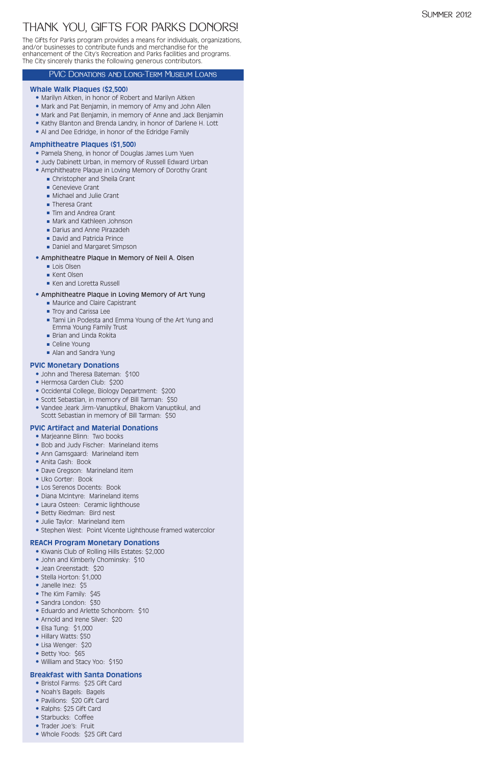# THANK YOU, GIFTS FOR PARKS DONORS!

The Gifts for Parks program provides a means for individuals, organizations, and/or businesses to contribute funds and merchandise for the enhancement of the City's Recreation and Parks facilities and programs. The City sincerely thanks the following generous contributors.

## PVIC Donations and Long-Term Museum Loans

### Whale Walk Plaques ($2,500)

- Marilyn Aitken, in honor of Robert and Marilyn Aitken
- Mark and Pat Benjamin, in memory of Amy and John Allen
- Mark and Pat Benjamin, in memory of Anne and Jack Benjamin
- Kathy Blanton and Brenda Landry, in honor of Darlene H. Lott
- Al and Dee Edridge, in honor of the Edridge Family

### Amphitheatre Plaques ($1,500)

- Pamela Sheng, in honor of Douglas James Lum Yuen
- Judy Dabinett Urban, in memory of Russell Edward Urban
- Amphitheatre Plaque in Loving Memory of Dorothy Grant
  - Christopher and Sheila Grant
  - Genevieve Grant
  - Michael and Julie Grant
  - Theresa Grant
  - Tim and Andrea Grant
  - Mark and Kathleen Johnson
  - Darius and Anne Pirazadeh
  - David and Patricia Prince
  - Daniel and Margaret Simpson
- Amphitheatre Plaque In Memory of Neil A. Olsen
  - Lois Olsen
  - Kent Olsen
  - Ken and Loretta Russell
- Amphitheatre Plaque in Loving Memory of Art Yung
  - Maurice and Claire Capistrant
  - Troy and Carissa Lee
  - Tami Lin Podesta and Emma Young of the Art Yung and Emma Young Family Trust
  - Brian and Linda Rokita
  - Celine Young
  - Alan and Sandra Yung

### PVIC Monetary Donations

- John and Theresa Bateman: $100
- Hermosa Garden Club: $200
- Occidental College, Biology Department: $200
- Scott Sebastian, in memory of Bill Tarman: $50
- Vandee Jeark Jirm-Vanuptikul, Bhakorn Vanuptikul, and Scott Sebastian in memory of Bill Tarman: $50

### PVIC Artifact and Material Donations

- Marjeanne Blinn: Two books
- Bob and Judy Fischer: Marineland items
- Ann Gamsgaard: Marineland item
- Anita Gash: Book
- Dave Gregson: Marineland item
- Uko Gorter: Book
- Los Serenos Docents: Book
- Diana McIntyre: Marineland items
- Laura Osteen: Ceramic lighthouse
- Betty Riedman: Bird nest
- Julie Taylor: Marineland item
- Stephen West: Point Vicente Lighthouse framed watercolor

### REACH Program Monetary Donations

- Kiwanis Club of Rolling Hills Estates: $2,000
- John and Kimberly Chominsky: $10
- Jean Greenstadt: $20
- Stella Horton: $1,000
- Janelle Inez: $5
- The Kim Family: $45
- Sandra London: $30
- Eduardo and Arlette Schonborn: $10
- Arnold and Irene Silver: $20
- Elsa Tung: $1,000
- Hillary Watts: $50
- Lisa Wenger: $20
- Betty Yoo: $65
- William and Stacy Yoo: $150

### Breakfast with Santa Donations

- Bristol Farms: $25 Gift Card
- Noah's Bagels: Bagels
- Pavilions: $20 Gift Card
- Ralphs: $25 Gift Card
- Starbucks: Coffee
- Trader Joe's: Fruit
- Whole Foods: $25 Gift Card